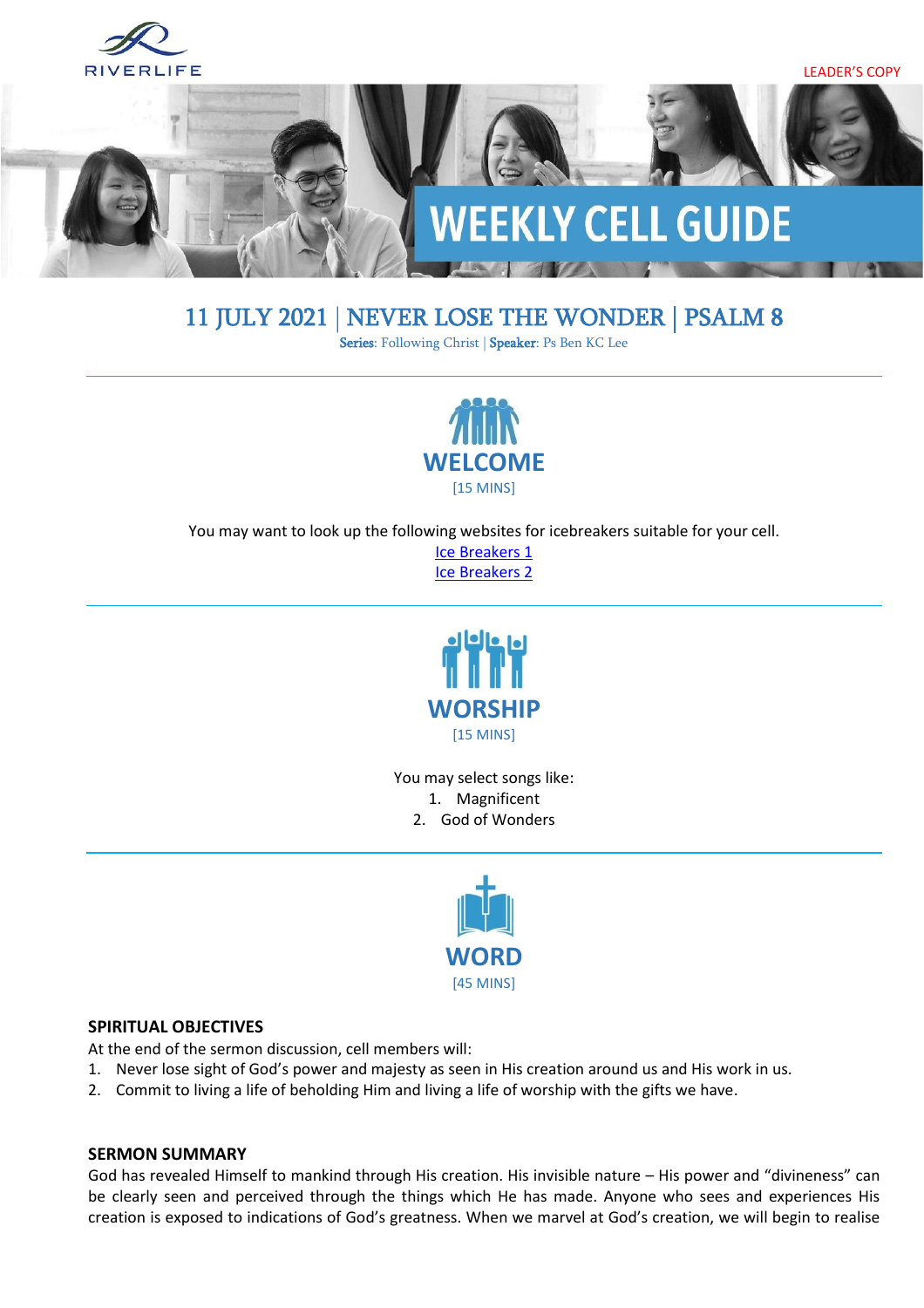RIVERLIFE

LEADER'S COPY

# WEEKLY CELL GUIDE

## 11 JULY 2021 | NEVER LOSE THE WONDER | PSALM 8

**Series**: Following Christ | **Speaker**: Ps Ben KC Lee

## WELCOME

[15 MINS]

You may want to look up the following websites for icebreakers suitable for your cell.

[Ice Breakers 1]

[Ice Breakers 2]

## WORSHIP

[15 MINS]

You may select songs like:

1. Magnificent
2. God of Wonders

## WORD

[45 MINS]

### SPIRITUAL OBJECTIVES

At the end of the sermon discussion, cell members will:

1. Never lose sight of God's power and majesty as seen in His creation around us and His work in us.
2. Commit to living a life of beholding Him and living a life of worship with the gifts we have.

### SERMON SUMMARY

God has revealed Himself to mankind through His creation. His invisible nature – His power and "divineness" can be clearly seen and perceived through the things which He has made. Anyone who sees and experiences His creation is exposed to indications of God's greatness. When we marvel at God's creation, we will begin to realise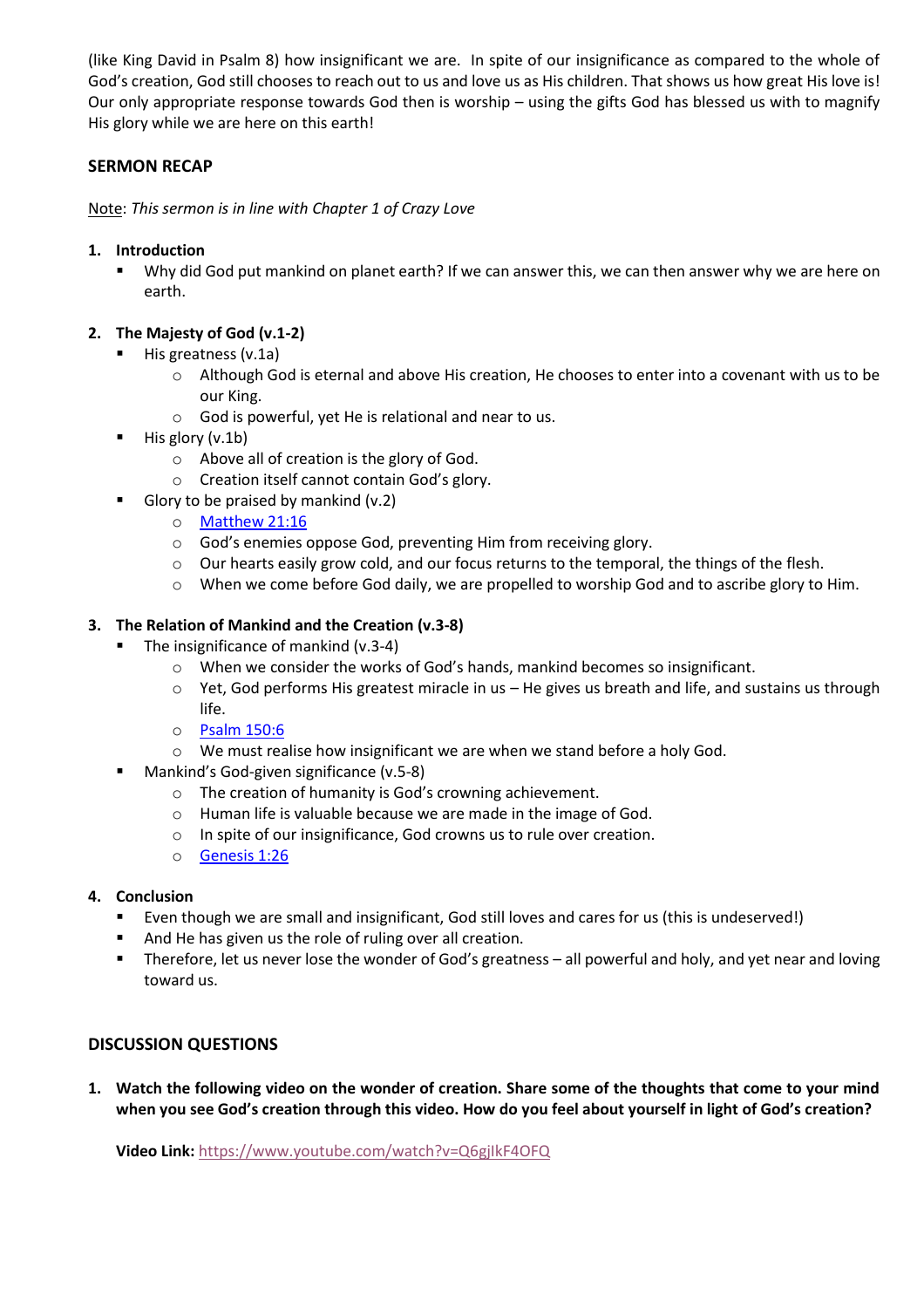(like King David in Psalm 8) how insignificant we are. In spite of our insignificance as compared to the whole of God's creation, God still chooses to reach out to us and love us as His children. That shows us how great His love is! Our only appropriate response towards God then is worship – using the gifts God has blessed us with to magnify His glory while we are here on this earth!

## SERMON RECAP

<u>Note</u>: *This sermon is in line with Chapter 1 of Crazy Love*

1. **Introduction**
   - Why did God put mankind on planet earth? If we can answer this, we can then answer why we are here on earth.

2. **The Majesty of God (v.1-2)**
   - His greatness (v.1a)
     - Although God is eternal and above His creation, He chooses to enter into a covenant with us to be our King.
     - God is powerful, yet He is relational and near to us.
   - His glory (v.1b)
     - Above all of creation is the glory of God.
     - Creation itself cannot contain God's glory.
   - Glory to be praised by mankind (v.2)
     - Matthew 21:16
     - God's enemies oppose God, preventing Him from receiving glory.
     - Our hearts easily grow cold, and our focus returns to the temporal, the things of the flesh.
     - When we come before God daily, we are propelled to worship God and to ascribe glory to Him.

3. **The Relation of Mankind and the Creation (v.3-8)**
   - The insignificance of mankind (v.3-4)
     - When we consider the works of God's hands, mankind becomes so insignificant.
     - Yet, God performs His greatest miracle in us – He gives us breath and life, and sustains us through life.
     - Psalm 150:6
     - We must realise how insignificant we are when we stand before a holy God.
   - Mankind's God-given significance (v.5-8)
     - The creation of humanity is God's crowning achievement.
     - Human life is valuable because we are made in the image of God.
     - In spite of our insignificance, God crowns us to rule over creation.
     - Genesis 1:26

4. **Conclusion**
   - Even though we are small and insignificant, God still loves and cares for us (this is undeserved!)
   - And He has given us the role of ruling over all creation.
   - Therefore, let us never lose the wonder of God's greatness – all powerful and holy, and yet near and loving toward us.

## DISCUSSION QUESTIONS

1. **Watch the following video on the wonder of creation. Share some of the thoughts that come to your mind when you see God's creation through this video. How do you feel about yourself in light of God's creation?**

   **Video Link:** https://www.youtube.com/watch?v=Q6gjIkF4OFQ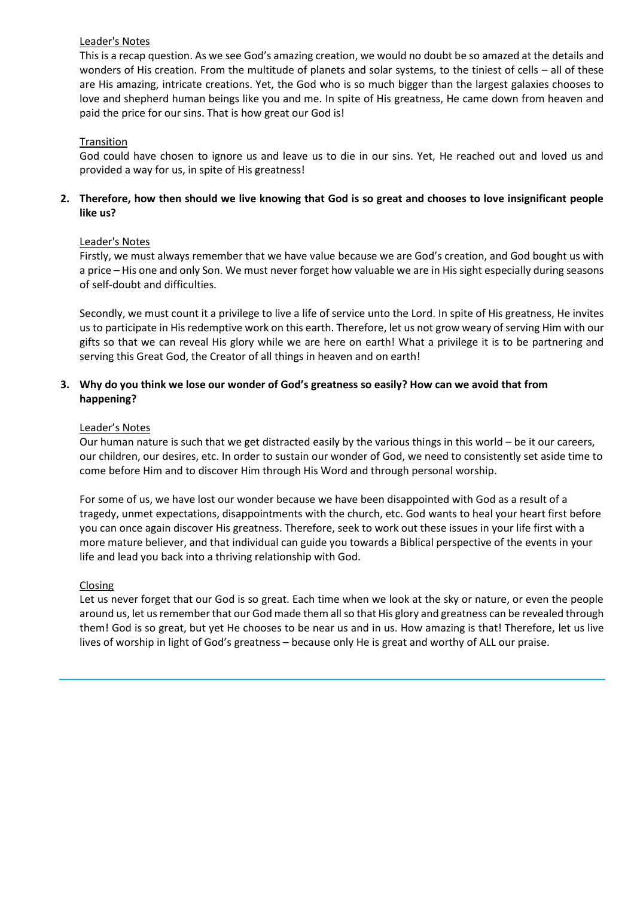<u>Leader's Notes</u>

This is a recap question. As we see God's amazing creation, we would no doubt be so amazed at the details and wonders of His creation. From the multitude of planets and solar systems, to the tiniest of cells – all of these are His amazing, intricate creations. Yet, the God who is so much bigger than the largest galaxies chooses to love and shepherd human beings like you and me. In spite of His greatness, He came down from heaven and paid the price for our sins. That is how great our God is!

<u>Transition</u>

God could have chosen to ignore us and leave us to die in our sins. Yet, He reached out and loved us and provided a way for us, in spite of His greatness!

2. **Therefore, how then should we live knowing that God is so great and chooses to love insignificant people like us?**

<u>Leader's Notes</u>

Firstly, we must always remember that we have value because we are God's creation, and God bought us with a price – His one and only Son. We must never forget how valuable we are in His sight especially during seasons of self-doubt and difficulties.

Secondly, we must count it a privilege to live a life of service unto the Lord. In spite of His greatness, He invites us to participate in His redemptive work on this earth. Therefore, let us not grow weary of serving Him with our gifts so that we can reveal His glory while we are here on earth! What a privilege it is to be partnering and serving this Great God, the Creator of all things in heaven and on earth!

3. **Why do you think we lose our wonder of God's greatness so easily? How can we avoid that from happening?**

<u>Leader's Notes</u>

Our human nature is such that we get distracted easily by the various things in this world – be it our careers, our children, our desires, etc. In order to sustain our wonder of God, we need to consistently set aside time to come before Him and to discover Him through His Word and through personal worship.

For some of us, we have lost our wonder because we have been disappointed with God as a result of a tragedy, unmet expectations, disappointments with the church, etc. God wants to heal your heart first before you can once again discover His greatness. Therefore, seek to work out these issues in your life first with a more mature believer, and that individual can guide you towards a Biblical perspective of the events in your life and lead you back into a thriving relationship with God.

<u>Closing</u>

Let us never forget that our God is so great. Each time when we look at the sky or nature, or even the people around us, let us remember that our God made them all so that His glory and greatness can be revealed through them! God is so great, but yet He chooses to be near us and in us. How amazing is that! Therefore, let us live lives of worship in light of God's greatness – because only He is great and worthy of ALL our praise.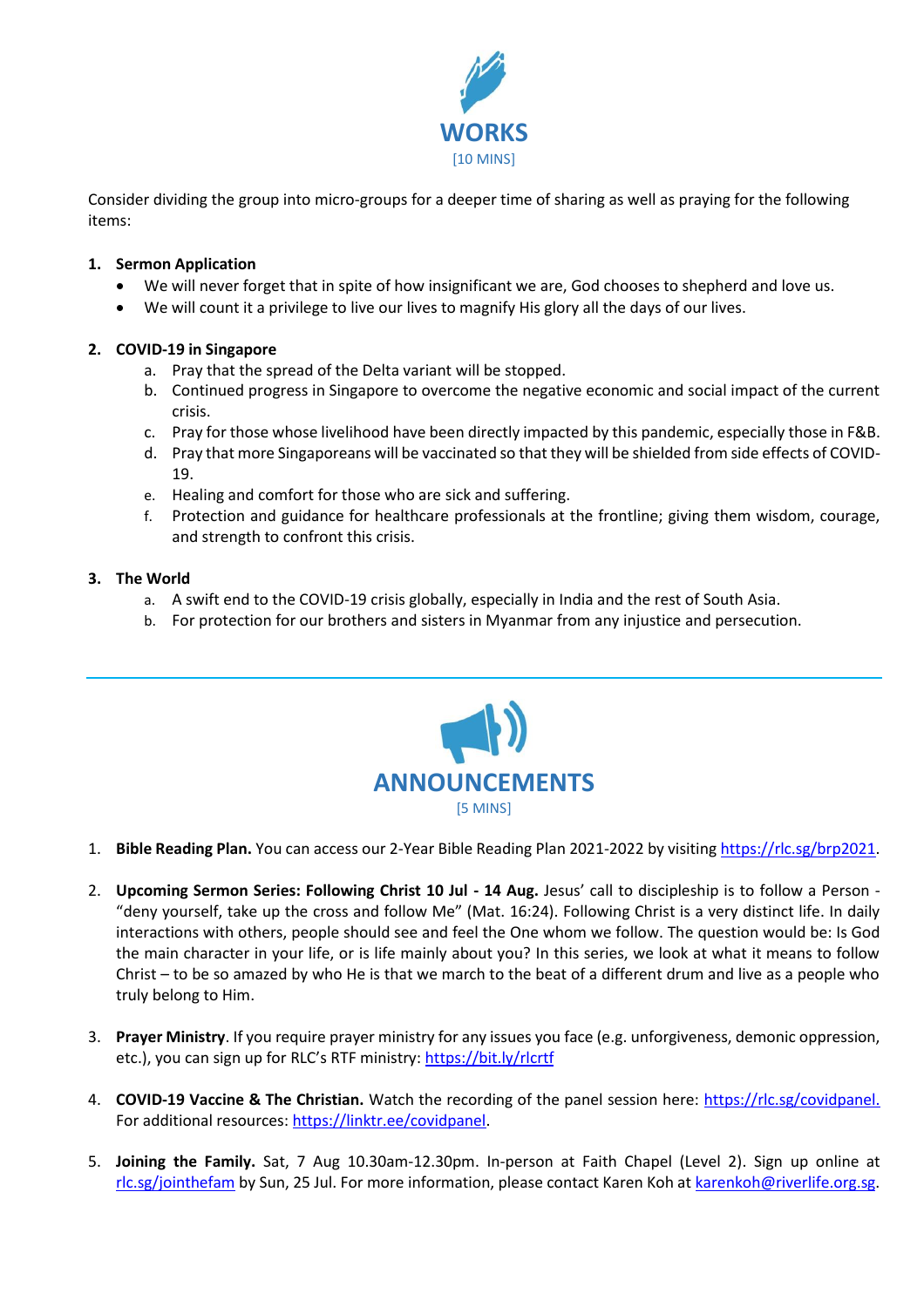# WORKS

[10 MINS]

Consider dividing the group into micro-groups for a deeper time of sharing as well as praying for the following items:

1. **Sermon Application**
   - We will never forget that in spite of how insignificant we are, God chooses to shepherd and love us.
   - We will count it a privilege to live our lives to magnify His glory all the days of our lives.

2. **COVID-19 in Singapore**
   a. Pray that the spread of the Delta variant will be stopped.
   b. Continued progress in Singapore to overcome the negative economic and social impact of the current crisis.
   c. Pray for those whose livelihood have been directly impacted by this pandemic, especially those in F&B.
   d. Pray that more Singaporeans will be vaccinated so that they will be shielded from side effects of COVID-19.
   e. Healing and comfort for those who are sick and suffering.
   f. Protection and guidance for healthcare professionals at the frontline; giving them wisdom, courage, and strength to confront this crisis.

3. **The World**
   a. A swift end to the COVID-19 crisis globally, especially in India and the rest of South Asia.
   b. For protection for our brothers and sisters in Myanmar from any injustice and persecution.

---

# ANNOUNCEMENTS

[5 MINS]

1. **Bible Reading Plan.** You can access our 2-Year Bible Reading Plan 2021-2022 by visiting https://rlc.sg/brp2021.

2. **Upcoming Sermon Series: Following Christ 10 Jul - 14 Aug.** Jesus' call to discipleship is to follow a Person - "deny yourself, take up the cross and follow Me" (Mat. 16:24). Following Christ is a very distinct life. In daily interactions with others, people should see and feel the One whom we follow. The question would be: Is God the main character in your life, or is life mainly about you? In this series, we look at what it means to follow Christ – to be so amazed by who He is that we march to the beat of a different drum and live as a people who truly belong to Him.

3. **Prayer Ministry**. If you require prayer ministry for any issues you face (e.g. unforgiveness, demonic oppression, etc.), you can sign up for RLC's RTF ministry: https://bit.ly/rlcrtf

4. **COVID-19 Vaccine & The Christian.** Watch the recording of the panel session here: https://rlc.sg/covidpanel. For additional resources: https://linktr.ee/covidpanel.

5. **Joining the Family.** Sat, 7 Aug 10.30am-12.30pm. In-person at Faith Chapel (Level 2). Sign up online at rlc.sg/jointhefam by Sun, 25 Jul. For more information, please contact Karen Koh at karenkoh@riverlife.org.sg.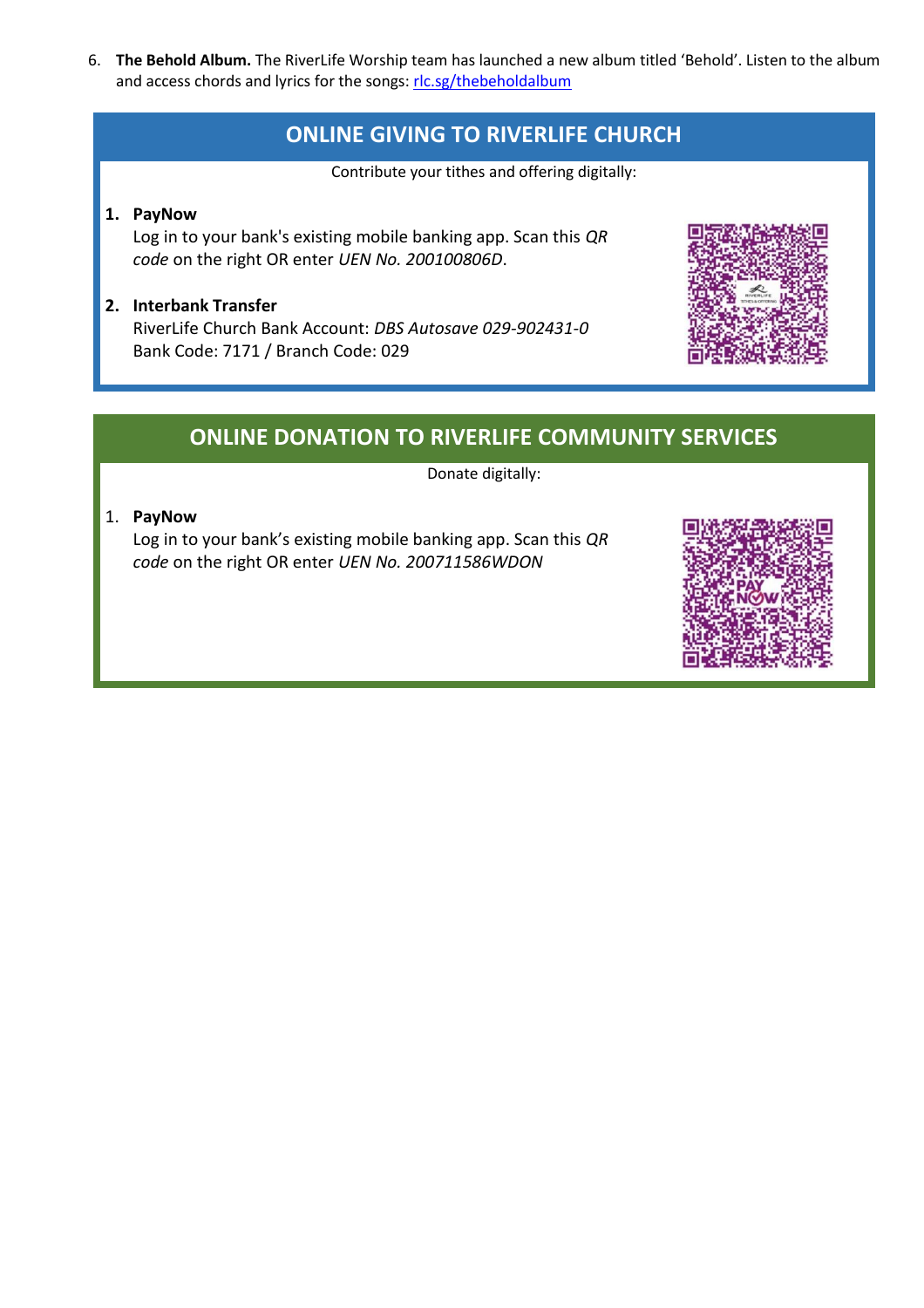6. **The Behold Album.** The RiverLife Worship team has launched a new album titled 'Behold'. Listen to the album and access chords and lyrics for the songs: rlc.sg/thebeholdalbum

## ONLINE GIVING TO RIVERLIFE CHURCH

Contribute your tithes and offering digitally:

1. **PayNow**
   Log in to your bank's existing mobile banking app. Scan this *QR code* on the right OR enter *UEN No. 200100806D*.

2. **Interbank Transfer**
   RiverLife Church Bank Account: *DBS Autosave 029-902431-0*
   Bank Code: 7171 / Branch Code: 029

## ONLINE DONATION TO RIVERLIFE COMMUNITY SERVICES

Donate digitally:

1. **PayNow**
   Log in to your bank's existing mobile banking app. Scan this *QR code* on the right OR enter *UEN No. 200711586WDON*